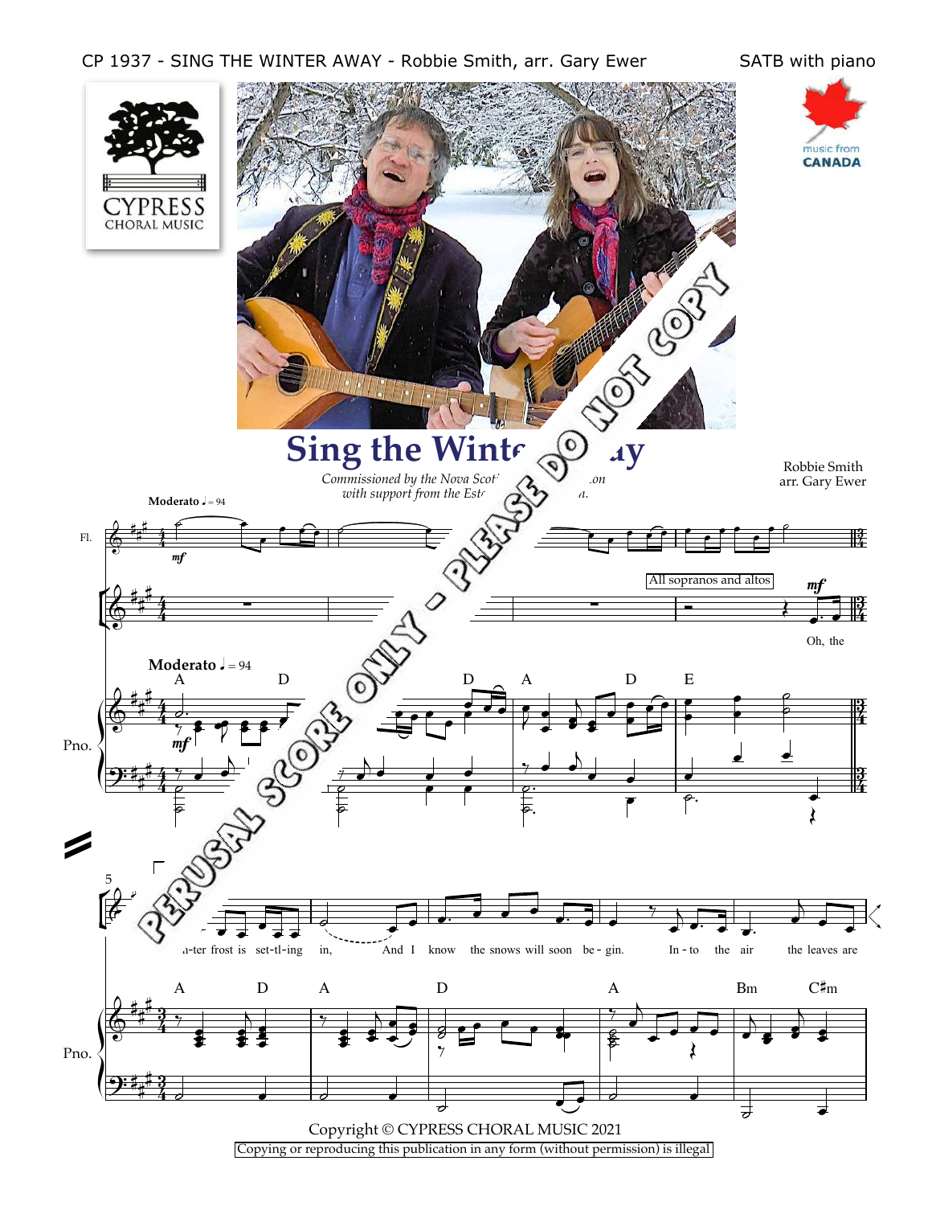CP 1937 - SING THE WINTER AWAY - Robbie Smith, arr. Gary Ewer

SATB with piano

CYPRESS CHORAL MUSIC

music from CANADA

# Sing the Winte... ...ay

*Commissioned by the Nova Scot... ...on*
*with support from the Est... ...a.*

Robbie Smith
arr. Gary Ewer

PERUSAL SCORE ONLY - PLEASE DO NOT COPY

Moderato ♩ = 94

All sopranos and altos

Oh, the

...n-ter frost is set-tl-ing in, And I know the snows will soon be - gin. In - to the air the leaves are

Copyright © CYPRESS CHORAL MUSIC 2021

Copying or reproducing this publication in any form (without permission) is illegal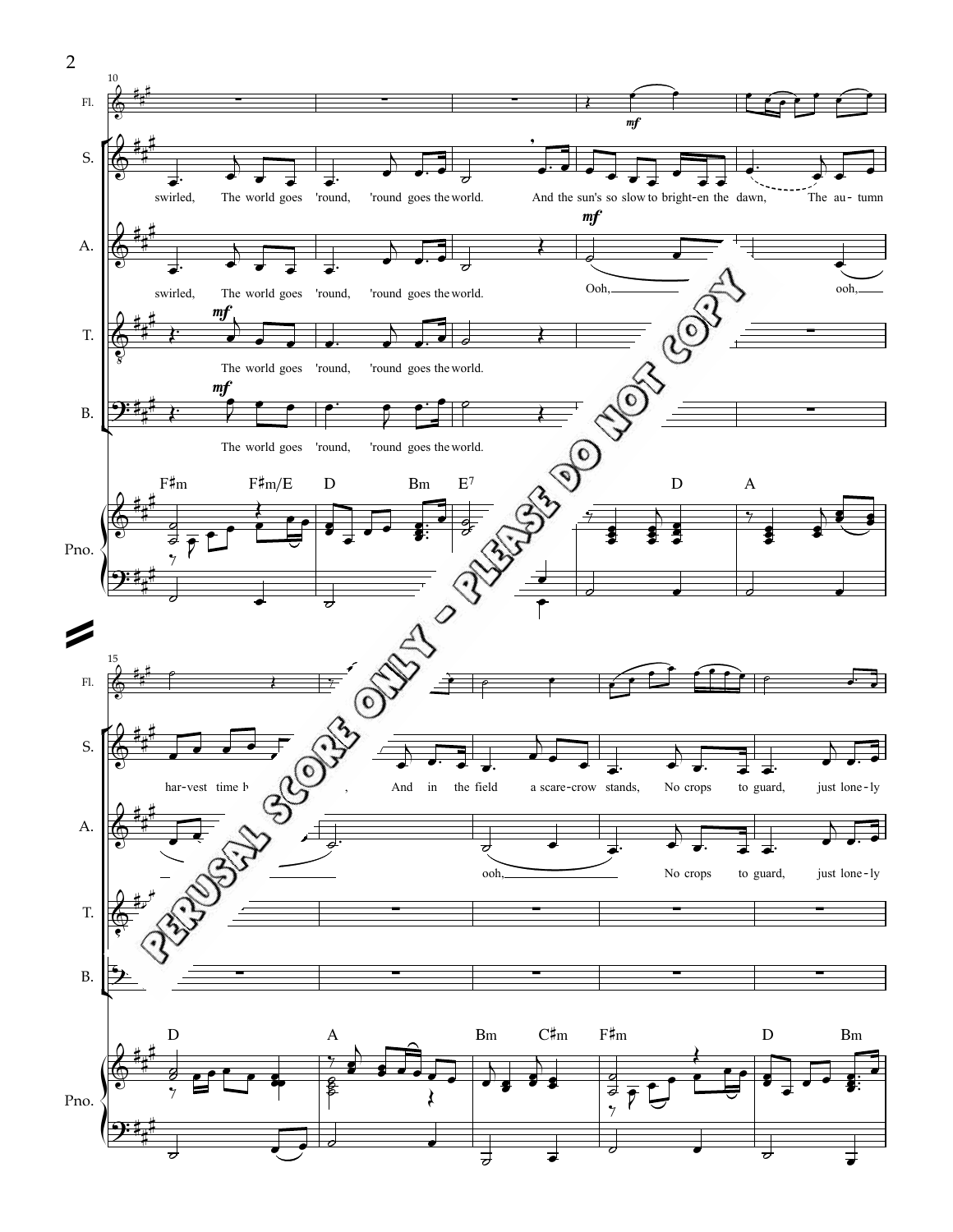Fl.

S.
swirled, The world goes 'round, 'round goes the world. And the sun's so slow to bright-en the dawn, The au-tumn

A.
swirled, The world goes 'round, 'round goes the world. Ooh, ooh,

T.
*mf*
The world goes 'round, 'round goes the world.

B.
*mf*
The world goes 'round, 'round goes the world.

Pno.
F♯m F♯m/E D Bm E7 D A

PERUSAL SCORE ONLY - PLEASE DO NOT COPY

Fl.

S.
har-vest time h... , And in the field a scare-crow stands, No crops to guard, just lone-ly

A.
ooh, No crops to guard, just lone-ly

T.

B.

Pno.
D A Bm C♯m F♯m D Bm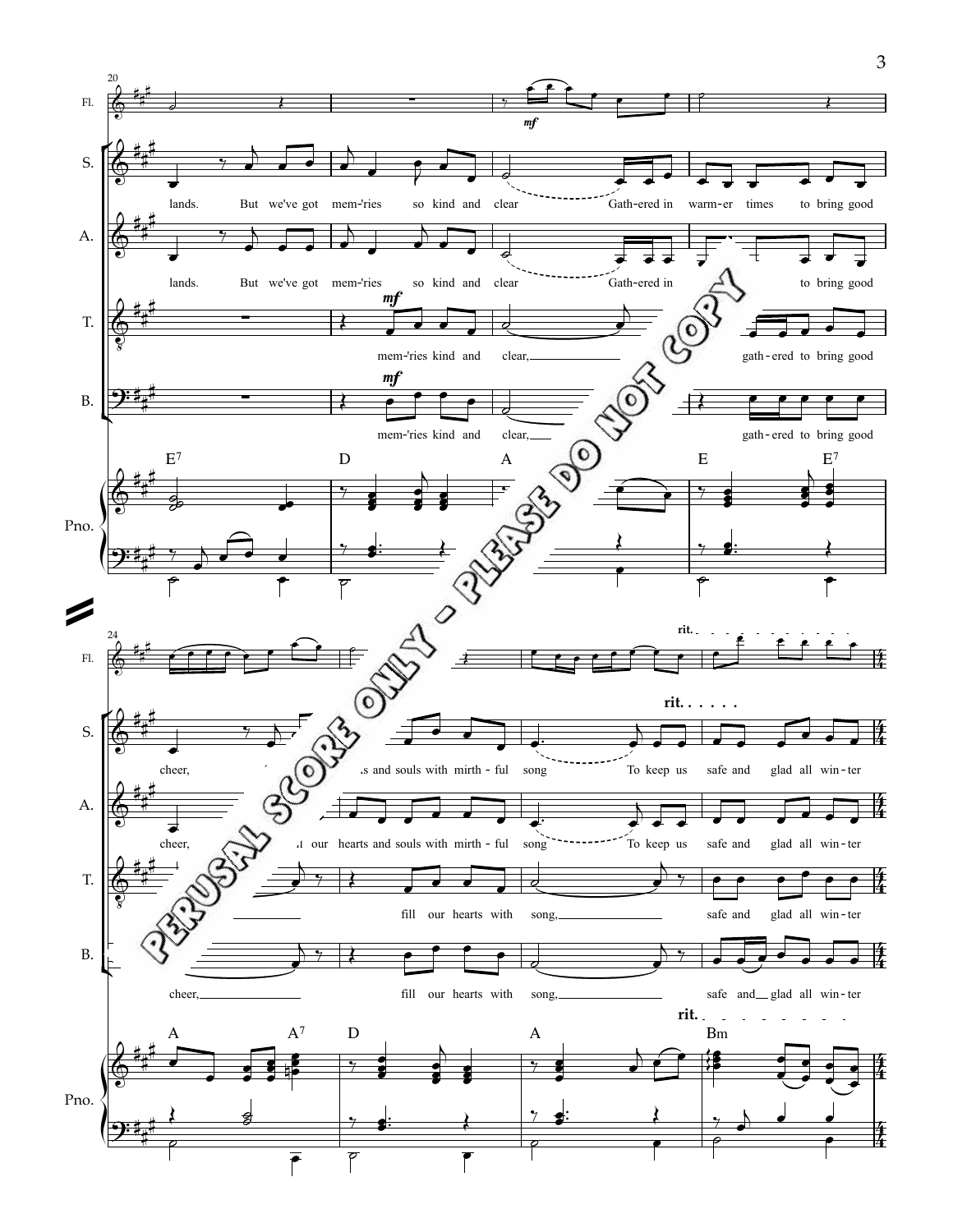PERUSAL SCORE ONLY - PLEASE DO NOT COPY

Fl.

S. lands. But we've got mem-'ries so kind and clear Gath-ered in warm-er times to bring good

A. lands. But we've got mem-'ries so kind and clear Gath-ered in to bring good

T. mem-'ries kind and clear, gath-ered to bring good

B. mem-'ries kind and clear, gath-ered to bring good

Pno. E7 D A E E7

Fl. rit.

S. cheer, ...s and souls with mirth-ful song To keep us safe and glad all win-ter

A. cheer, ...l our hearts and souls with mirth-ful song To keep us safe and glad all win-ter

T. fill our hearts with song, safe and glad all win-ter

B. cheer, fill our hearts with song, safe and glad all win-ter

Pno. A A7 D A Bm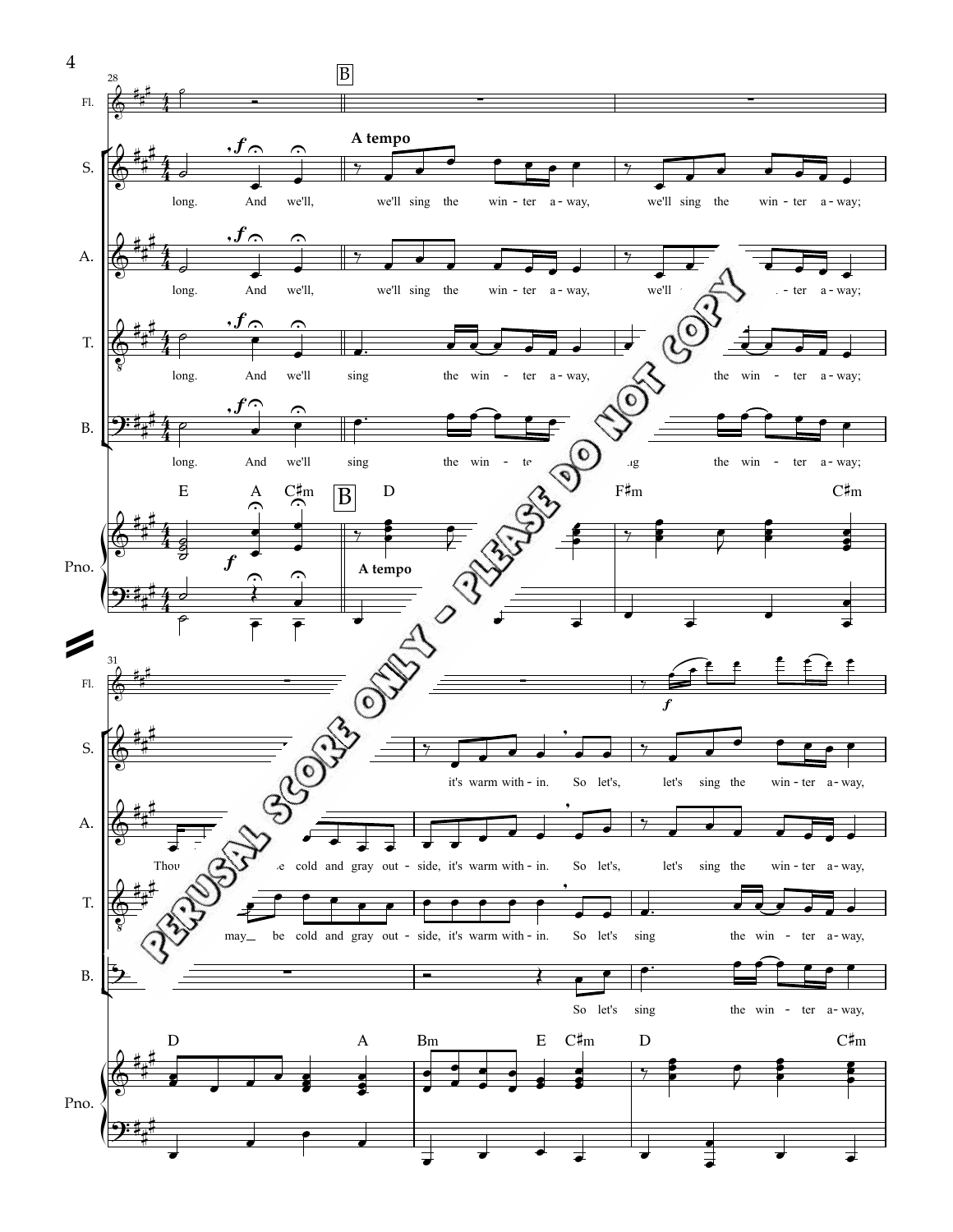**B**

**A tempo**

S.: long. And we'll, we'll sing the win - ter a - way, we'll sing the win - ter a - way;

A.: long. And we'll, we'll sing the win - ter a - way, we'll ... - ter a - way;

T.: long. And we'll sing the win - ter a - way, ... the win - ter a - way;

B.: long. And we'll sing the win - te ... the win - ter a - way;

Pno.: E A C♯m | D | F♯m C♯m

31

S.: it's warm with - in. So let's, let's sing the win - ter a - way,

A.: Thou ... cold and gray out - side, it's warm with - in. So let's, let's sing the win - ter a - way,

T.: may be cold and gray out - side, it's warm with - in. So let's sing the win - ter a - way,

B.: So let's sing the win - ter a - way,

Pno.: D A | Bm E C♯m | D C♯m

PERUSAL SCORE ONLY - PLEASE DO NOT COPY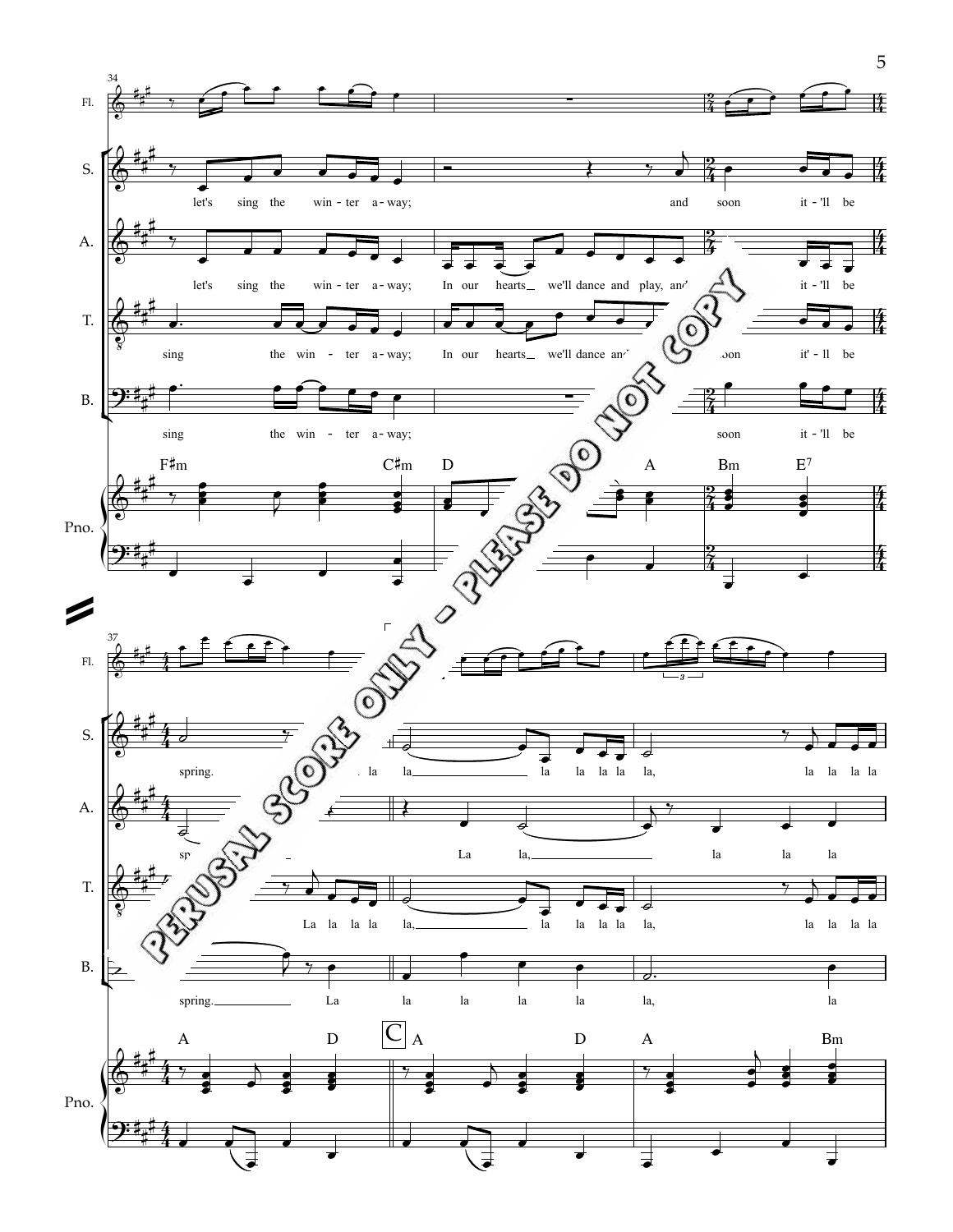**34**

**Fl.**

**S.** let's sing the win - ter a - way; and soon it - 'll be

**A.** let's sing the win - ter a - way; In our hearts we'll dance and play, and it - 'll be

**T.** sing the win - ter a - way; In our hearts we'll dance and soon it' - ll be

**B.** sing the win - ter a - way; soon it - 'll be

**Pno.** F♯m C♯m D A Bm E7

**37**

**Fl.**

**S.** spring. la la la la la la la, la la la la

**A.** spring. La la, la la la

**T.** La la la la la, la la la la la, la la la la

**B.** spring. La la la la la la la, la

**Pno.** A D **C** A D A Bm

PERUSAL SCORE ONLY - PLEASE DO NOT COPY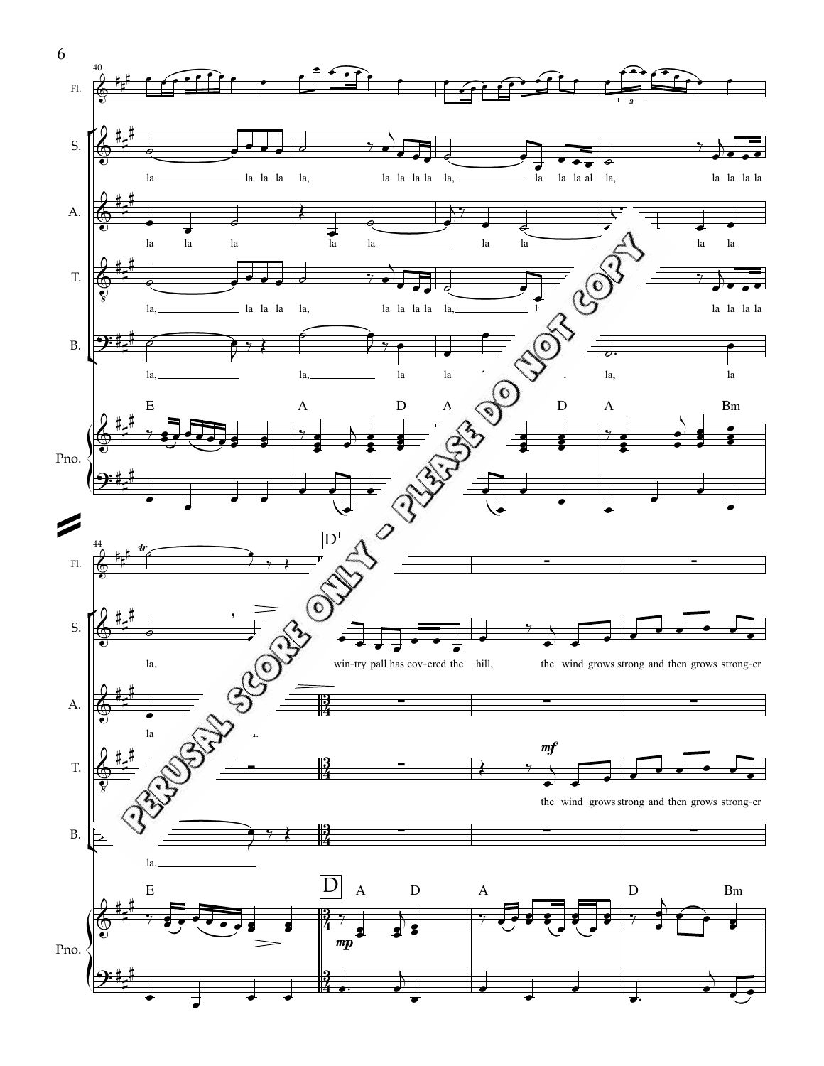PERUSAL SCORE ONLY - PLEASE DO NOT COPY

40

S.: la la la la la, la la la la la, la la la al la, la la la la

A.: la la la la la la la la la

T.: la, la la la la, la la la la la, la la la la

B.: la, la, la la la, la

Pno.: E A D A D A Bm

44

S.: la. win-try pall has cov-ered the hill, the wind grows strong and then grows strong-er

A.: la

T.: the wind grows strong and then grows strong-er

B.: la.

D

Pno.: E D A D A D Bm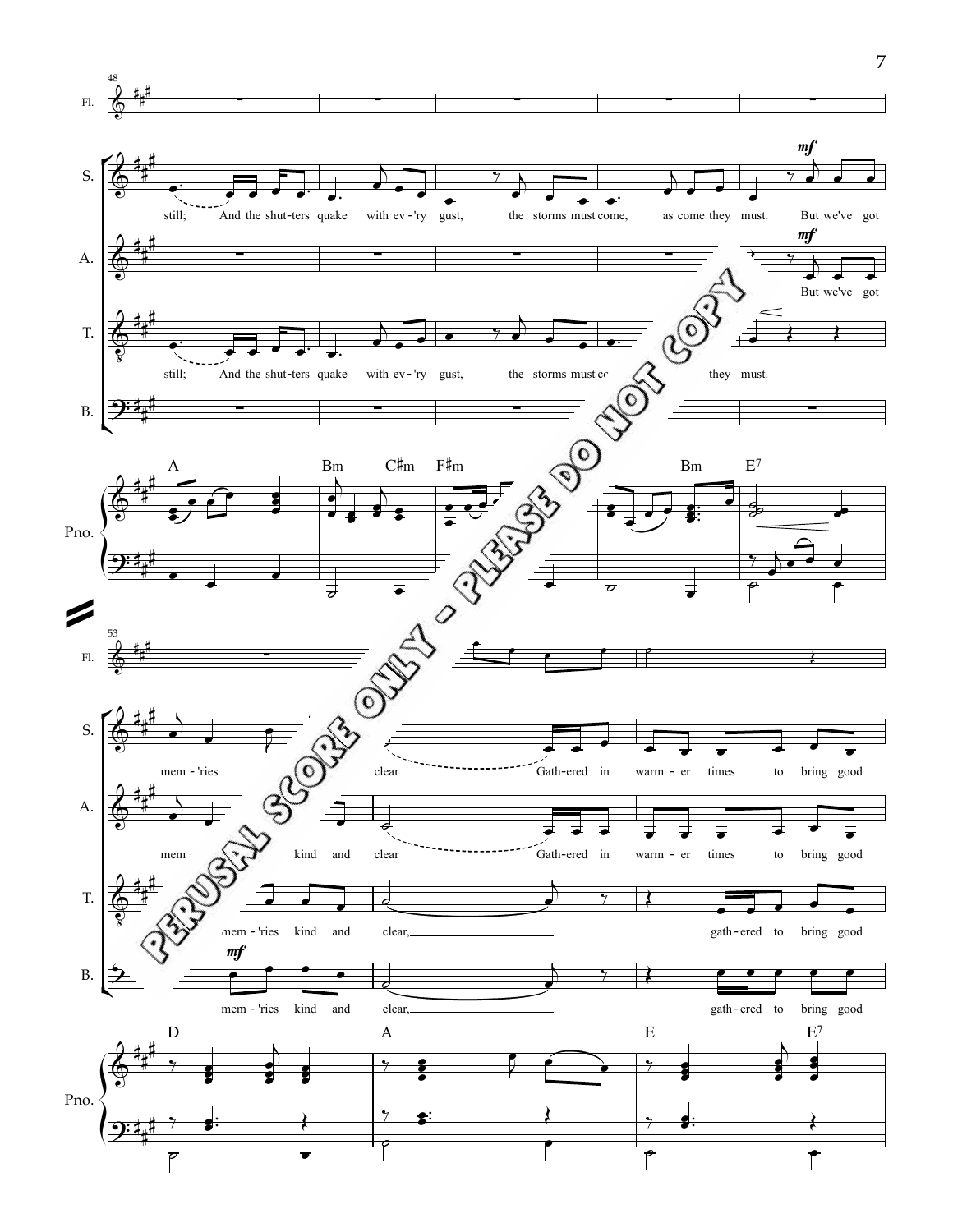**Fl.** (measures 48–52: rests)

**S.:** still; And the shut-ters quake with ev-'ry gust, the storms must come, as come they must. *mf* But we've got

**A.:** *mf* But we've got

**T.:** still; And the shut-ters quake with ev-'ry gust, the storms must co[me, as come] they must.

**B.:** (rests)

**Pno.:** A | Bm C♯m | F♯m | Bm | E7

---

**S.:** mem-'ries [kind and] clear Gath-ered in warm-er times to bring good

**A.:** mem[-'ries] kind and clear Gath-ered in warm-er times to bring good

**T.:** mem-'ries kind and clear, gath-ered to bring good

**B.:** *mf* mem-'ries kind and clear, gath-ered to bring good

**Pno.:** D | A | E E7

PERUSAL SCORE ONLY - PLEASE DO NOT COPY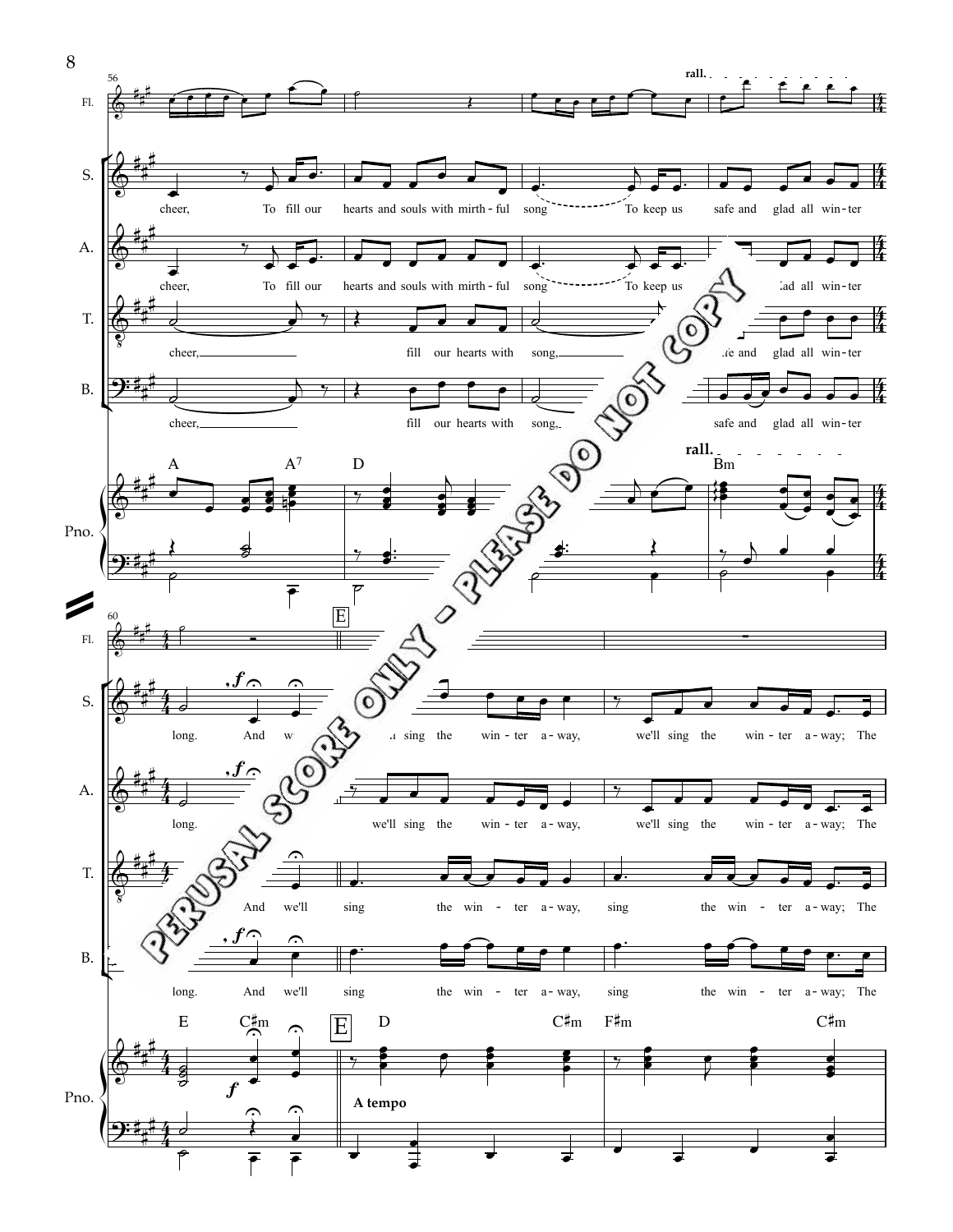Fl.

S. — cheer, To fill our hearts and souls with mirth - ful song To keep us safe and glad all win - ter

A. — cheer, To fill our hearts and souls with mirth - ful song To keep us ... glad all win - ter

T. — cheer, fill our hearts with song, ... safe and glad all win - ter

B. — cheer, fill our hearts with song, ... safe and glad all win - ter

**rall.**

Pno. — A A⁷ D ... Bm

**rall.**

Fl.

**E**

S. — long. And w... sing the win - ter a - way, we'll sing the win - ter a - way; The

A. — long. ... we'll sing the win - ter a - way, we'll sing the win - ter a - way; The

T. — ... And we'll sing the win - ter a - way, sing the win - ter a - way; The

B. — long. And we'll sing the win - ter a - way, sing the win - ter a - way; The

*f*

Pno. — E C♯m **E** D C♯m F♯m C♯m

*f*

**A tempo**

PERUSAL SCORE ONLY - PLEASE DO NOT COPY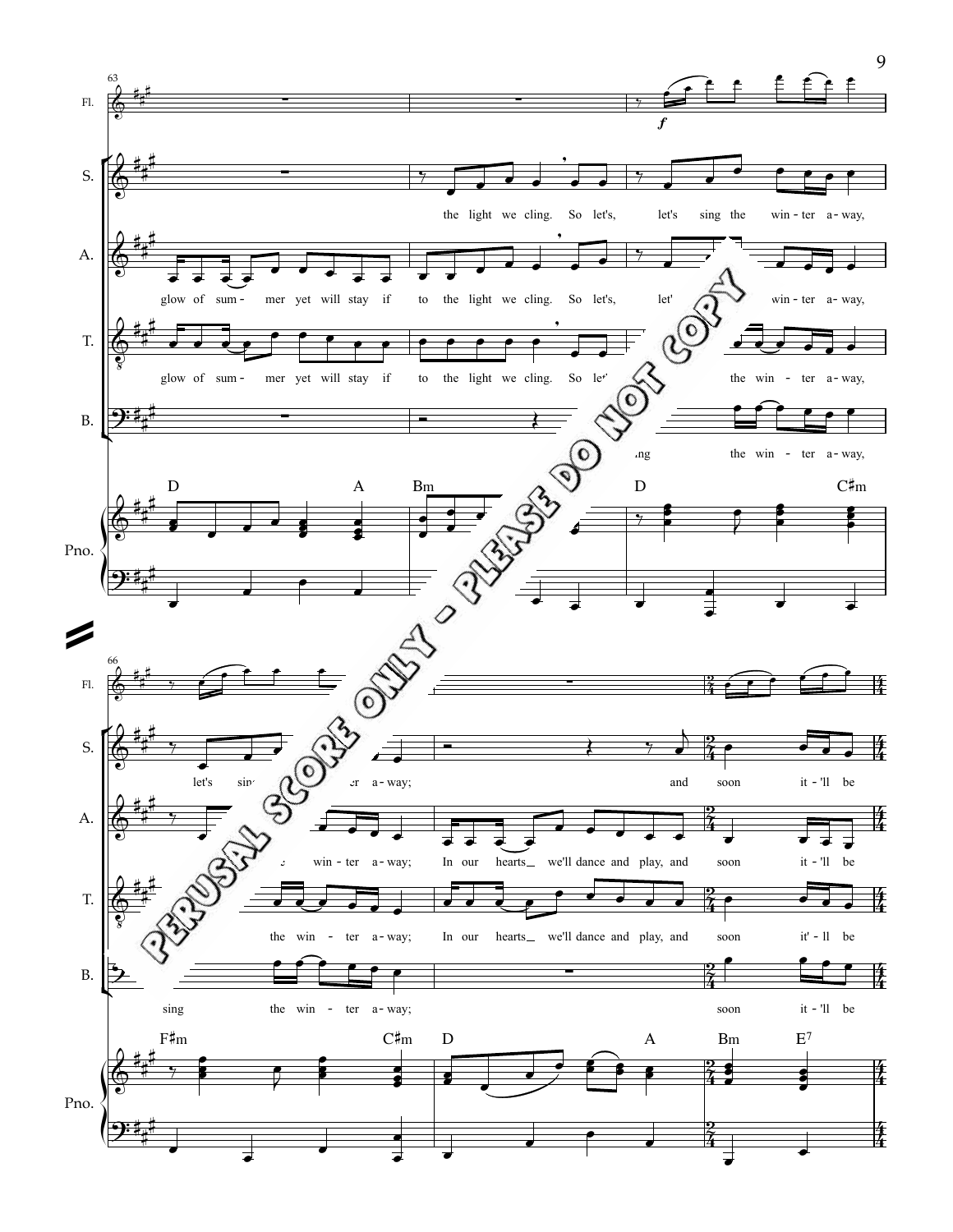PERUSAL SCORE ONLY - PLEASE DO NOT COPY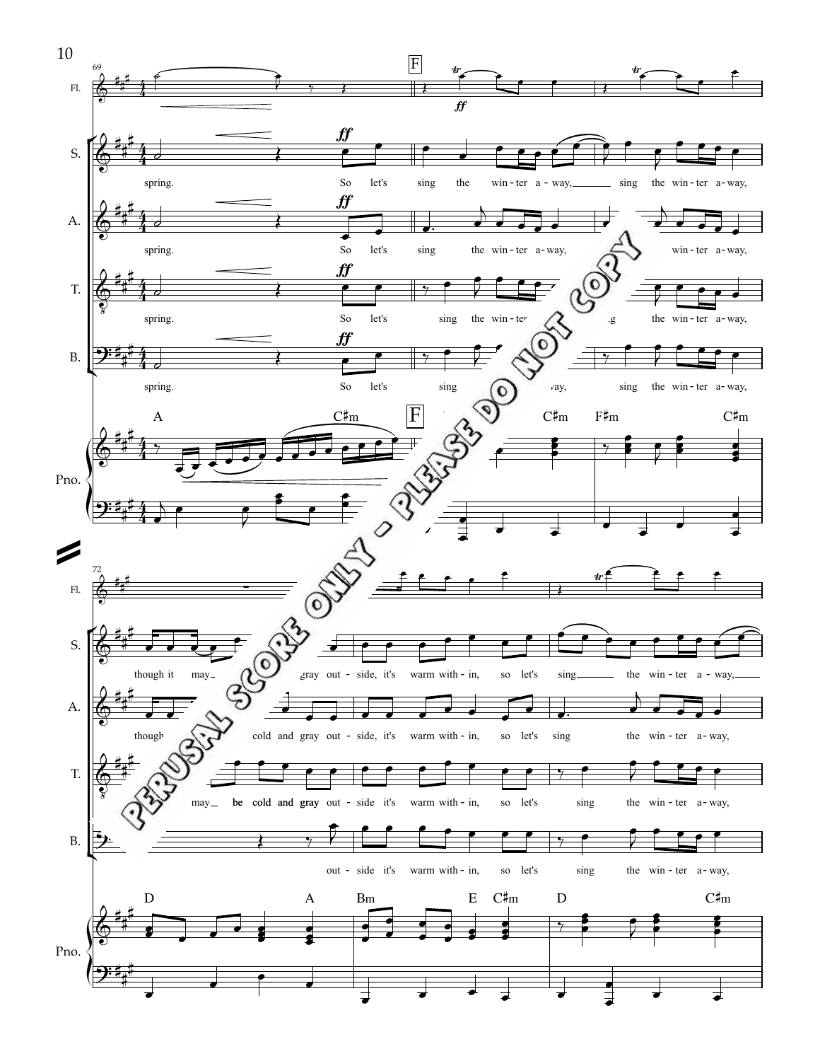PERUSAL SCORE ONLY - PLEASE DO NOT COPY

**69** — **F**

Fl.

S.: spring. So let's sing the win - ter a - way, sing the win - ter a - way,

A.: spring. So let's sing the win - ter a - way, win - ter a - way,

T.: spring. So let's sing the win - ter ... g the win - ter a - way,

B.: spring. So let's sing ... vay, sing the win - ter a - way,

Pno.: A C♯m F C♯m F♯m C♯m

**72**

Fl.

S.: though it may ... gray out - side, it's warm with - in, so let's sing the win - ter a - way,

A.: though ... cold and gray out - side, it's warm with - in, so let's sing the win - ter a - way,

T.: may be cold and gray out - side it's warm with - in, so let's sing the win - ter a - way,

B.: out - side it's warm with - in, so let's sing the win - ter a - way,

Pno.: D A Bm E C♯m D C♯m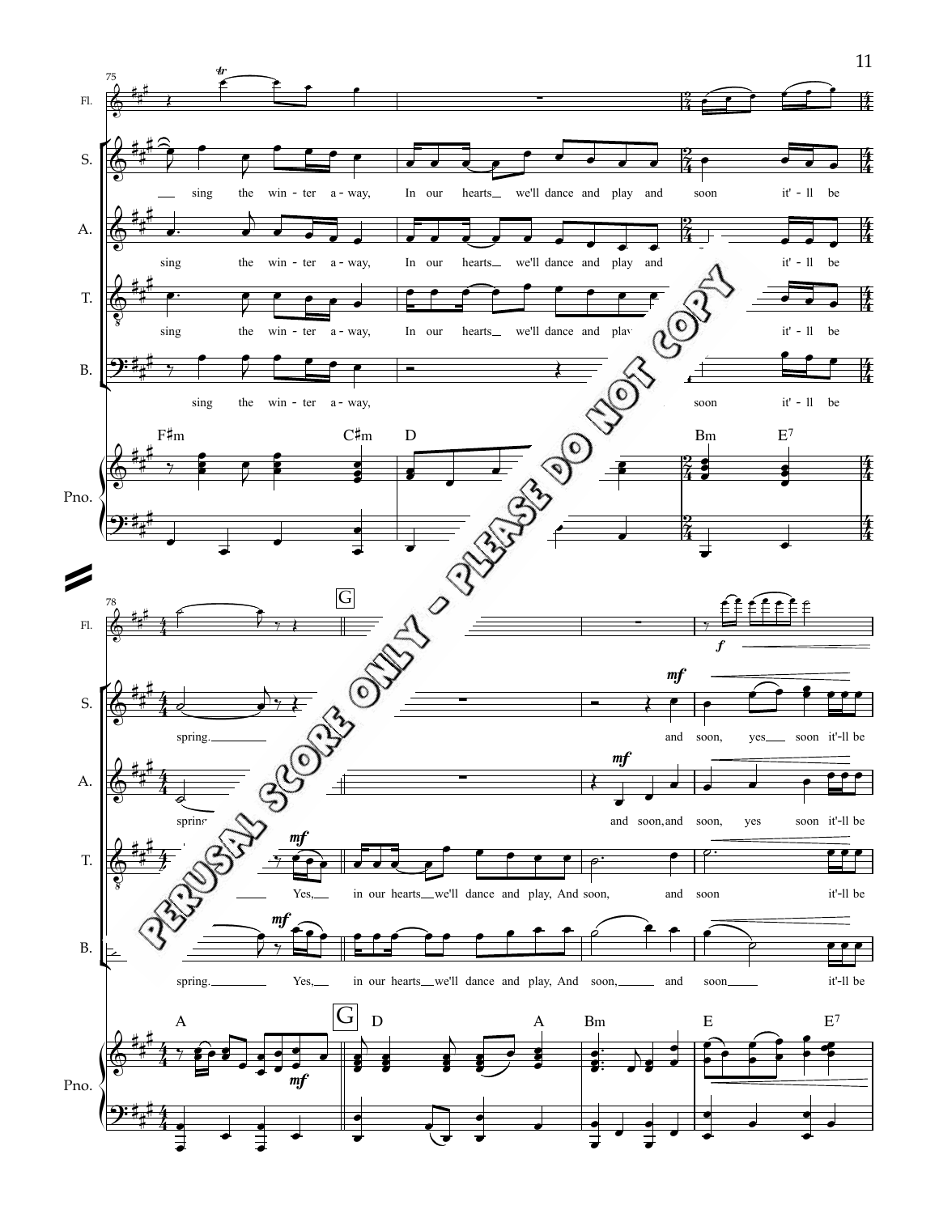PERUSAL SCORE ONLY - PLEASE DO NOT COPY

75

Fl.

S. sing the win - ter a - way, In our hearts we'll dance and play and soon it' - ll be

A. sing the win - ter a - way, In our hearts we'll dance and play and it' - ll be

T. sing the win - ter a - way, In our hearts we'll dance and play it' - ll be

B. sing the win - ter a - way, soon it' - ll be

Pno. F♯m C♯m D Bm E7

78

G

Fl. *f*

S. spring. *mf* and soon, yes soon it'-ll be

A. spring *mf* and soon, and soon, yes soon it'-ll be

T. *mf* Yes, in our hearts we'll dance and play, And soon, and soon it'-ll be

B. spring. *mf* Yes, in our hearts we'll dance and play, And soon, and soon it'-ll be

Pno. A *mf* G D A Bm E E7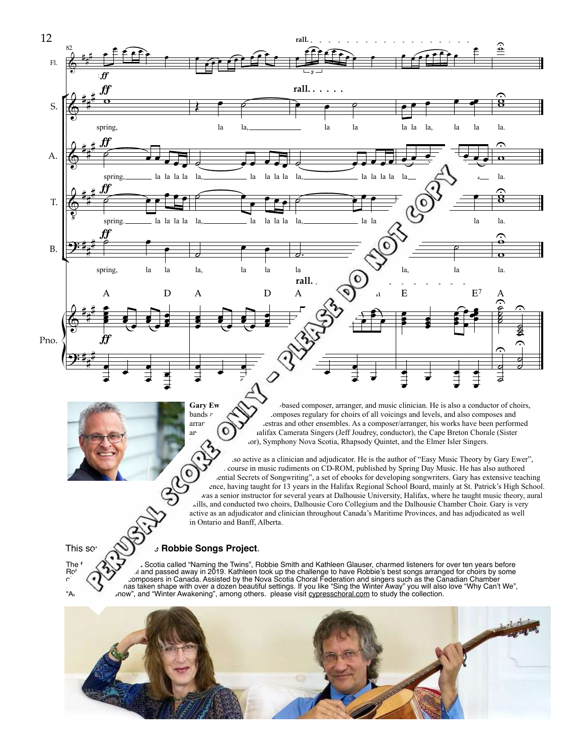**Gary Ew** -based composer, arranger, and music clinician. He is also a conductor of choirs, bands a omposes regularly for choirs of all voicings and levels, and also composes and arran estras and other ensembles. As a composer/arranger, his works have been performed ar alifax Camerata Singers (Jeff Joudrey, conductor), the Cape Breton Chorale (Sister tor), Symphony Nova Scotia, Rhapsody Quintet, and the Elmer Isler Singers.

so active as a clinician and adjudicator. He is the author of "Easy Music Theory by Gary Ewer", course in music rudiments on CD-ROM, published by Spring Day Music. He has also authored ential Secrets of Songwriting", a set of ebooks for developing songwriters. Gary has extensive teaching ence, having taught for 13 years in the Halifax Regional School Board, mainly at St. Patrick's High School. was a senior instructor for several years at Dalhousie University, Halifax, where he taught music theory, aural kills, and conducted two choirs, Dalhousie Coro Collegium and the Dalhousie Chamber Choir. Gary is very active as an adjudicator and clinician throughout Canada's Maritime Provinces, and has adjudicated as well in Ontario and Banff, Alberta.

This so **Robbie Songs Project**.

The Scotia called "Naming the Twins", Robbie Smith and Kathleen Glauser, charmed listeners for over ten years before Ro l and passed away in 2019. Kathleen took up the challenge to have Robbie's best songs arranged for choirs by some composers in Canada. Assisted by the Nova Scotia Choral Federation and singers such as the Canadian Chamber has taken shape with over a dozen beautiful settings. If you like "Sing the Winter Away" you will also love "Why Can't We", "A now", and "Winter Awakening", among others. please visit cypresschoral.com to study the collection.